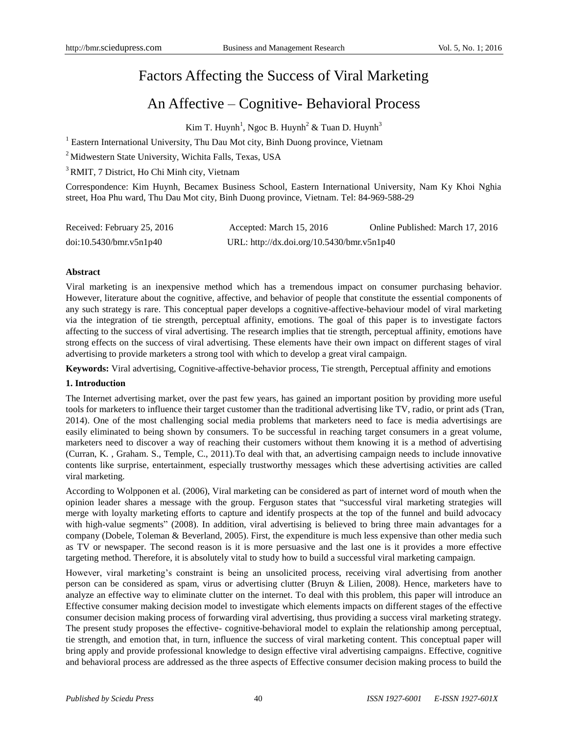# Factors Affecting the Success of Viral Marketing

# An Affective – Cognitive- Behavioral Process

Kim T. Huynh[1], Ngoc B. Huynh[2] & Tuan D. Huynh[3]

[1] Eastern International University, Thu Dau Mot city, Binh Duong province, Vietnam

[2] Midwestern State University, Wichita Falls, Texas, USA

[3] RMIT, 7 District, Ho Chi Minh city, Vietnam

Correspondence: Kim Huynh, Becamex Business School, Eastern International University, Nam Ky Khoi Nghia street, Hoa Phu ward, Thu Dau Mot city, Binh Duong province, Vietnam. Tel: 84-969-588-29

Received: February 25, 2016 Accepted: March 15, 2016 Online Published: March 17, 2016

doi:10.5430/bmr.v5n1p40 URL: http://dx.doi.org/10.5430/bmr.v5n1p40

**Abstract**

Viral marketing is an inexpensive method which has a tremendous impact on consumer purchasing behavior. However, literature about the cognitive, affective, and behavior of people that constitute the essential components of any such strategy is rare. This conceptual paper develops a cognitive-affective-behaviour model of viral marketing via the integration of tie strength, perceptual affinity, emotions. The goal of this paper is to investigate factors affecting to the success of viral advertising. The research implies that tie strength, perceptual affinity, emotions have strong effects on the success of viral advertising. These elements have their own impact on different stages of viral advertising to provide marketers a strong tool with which to develop a great viral campaign.

**Keywords:** Viral advertising, Cognitive-affective-behavior process, Tie strength, Perceptual affinity and emotions

## 1. Introduction

The Internet advertising market, over the past few years, has gained an important position by providing more useful tools for marketers to influence their target customer than the traditional advertising like TV, radio, or print ads (Tran, 2014). One of the most challenging social media problems that marketers need to face is media advertisings are easily eliminated to being shown by consumers. To be successful in reaching target consumers in a great volume, marketers need to discover a way of reaching their customers without them knowing it is a method of advertising (Curran, K. , Graham. S., Temple, C., 2011).To deal with that, an advertising campaign needs to include innovative contents like surprise, entertainment, especially trustworthy messages which these advertising activities are called viral marketing.

According to Wolpponen et al. (2006), Viral marketing can be considered as part of internet word of mouth when the opinion leader shares a message with the group. Ferguson states that "successful viral marketing strategies will merge with loyalty marketing efforts to capture and identify prospects at the top of the funnel and build advocacy with high-value segments" (2008). In addition, viral advertising is believed to bring three main advantages for a company (Dobele, Toleman & Beverland, 2005). First, the expenditure is much less expensive than other media such as TV or newspaper. The second reason is it is more persuasive and the last one is it provides a more effective targeting method. Therefore, it is absolutely vital to study how to build a successful viral marketing campaign.

However, viral marketing's constraint is being an unsolicited process, receiving viral advertising from another person can be considered as spam, virus or advertising clutter (Bruyn & Lilien, 2008). Hence, marketers have to analyze an effective way to eliminate clutter on the internet. To deal with this problem, this paper will introduce an Effective consumer making decision model to investigate which elements impacts on different stages of the effective consumer decision making process of forwarding viral advertising, thus providing a success viral marketing strategy. The present study proposes the effective- cognitive-behavioral model to explain the relationship among perceptual, tie strength, and emotion that, in turn, influence the success of viral marketing content. This conceptual paper will bring apply and provide professional knowledge to design effective viral advertising campaigns. Effective, cognitive and behavioral process are addressed as the three aspects of Effective consumer decision making process to build the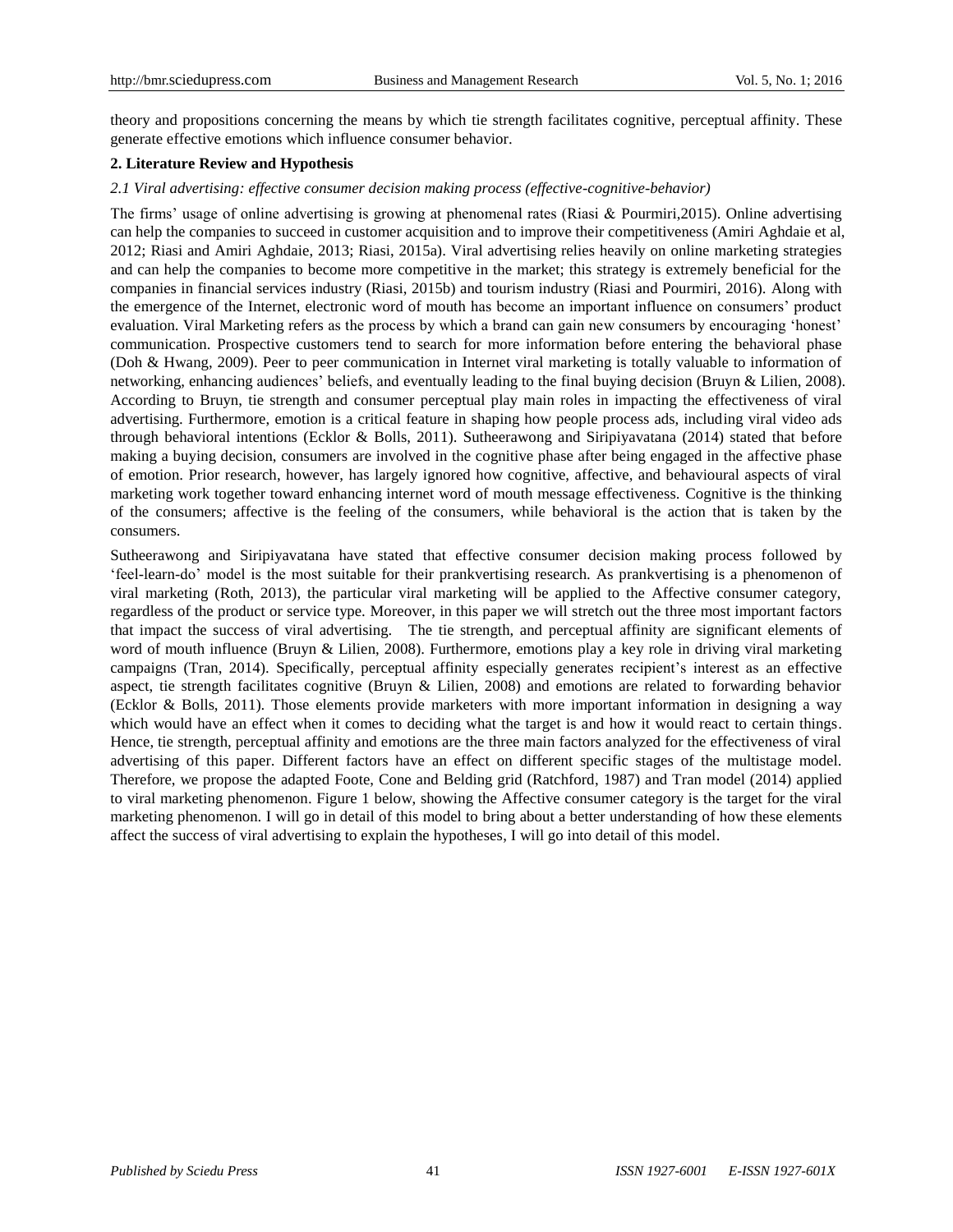theory and propositions concerning the means by which tie strength facilitates cognitive, perceptual affinity. These generate effective emotions which influence consumer behavior.

## 2. Literature Review and Hypothesis

### *2.1 Viral advertising: effective consumer decision making process (effective-cognitive-behavior)*

The firms' usage of online advertising is growing at phenomenal rates (Riasi & Pourmiri,2015). Online advertising can help the companies to succeed in customer acquisition and to improve their competitiveness (Amiri Aghdaie et al, 2012; Riasi and Amiri Aghdaie, 2013; Riasi, 2015a). Viral advertising relies heavily on online marketing strategies and can help the companies to become more competitive in the market; this strategy is extremely beneficial for the companies in financial services industry (Riasi, 2015b) and tourism industry (Riasi and Pourmiri, 2016). Along with the emergence of the Internet, electronic word of mouth has become an important influence on consumers' product evaluation. Viral Marketing refers as the process by which a brand can gain new consumers by encouraging 'honest' communication. Prospective customers tend to search for more information before entering the behavioral phase (Doh & Hwang, 2009). Peer to peer communication in Internet viral marketing is totally valuable to information of networking, enhancing audiences' beliefs, and eventually leading to the final buying decision (Bruyn & Lilien, 2008). According to Bruyn, tie strength and consumer perceptual play main roles in impacting the effectiveness of viral advertising. Furthermore, emotion is a critical feature in shaping how people process ads, including viral video ads through behavioral intentions (Ecklor & Bolls, 2011). Sutheerawong and Siripiyavatana (2014) stated that before making a buying decision, consumers are involved in the cognitive phase after being engaged in the affective phase of emotion. Prior research, however, has largely ignored how cognitive, affective, and behavioural aspects of viral marketing work together toward enhancing internet word of mouth message effectiveness. Cognitive is the thinking of the consumers; affective is the feeling of the consumers, while behavioral is the action that is taken by the consumers.

Sutheerawong and Siripiyavatana have stated that effective consumer decision making process followed by 'feel-learn-do' model is the most suitable for their prankvertising research. As prankvertising is a phenomenon of viral marketing (Roth, 2013), the particular viral marketing will be applied to the Affective consumer category, regardless of the product or service type. Moreover, in this paper we will stretch out the three most important factors that impact the success of viral advertising. The tie strength, and perceptual affinity are significant elements of word of mouth influence (Bruyn & Lilien, 2008). Furthermore, emotions play a key role in driving viral marketing campaigns (Tran, 2014). Specifically, perceptual affinity especially generates recipient's interest as an effective aspect, tie strength facilitates cognitive (Bruyn & Lilien, 2008) and emotions are related to forwarding behavior (Ecklor & Bolls, 2011). Those elements provide marketers with more important information in designing a way which would have an effect when it comes to deciding what the target is and how it would react to certain things. Hence, tie strength, perceptual affinity and emotions are the three main factors analyzed for the effectiveness of viral advertising of this paper. Different factors have an effect on different specific stages of the multistage model. Therefore, we propose the adapted Foote, Cone and Belding grid (Ratchford, 1987) and Tran model (2014) applied to viral marketing phenomenon. Figure 1 below, showing the Affective consumer category is the target for the viral marketing phenomenon. I will go in detail of this model to bring about a better understanding of how these elements affect the success of viral advertising to explain the hypotheses, I will go into detail of this model.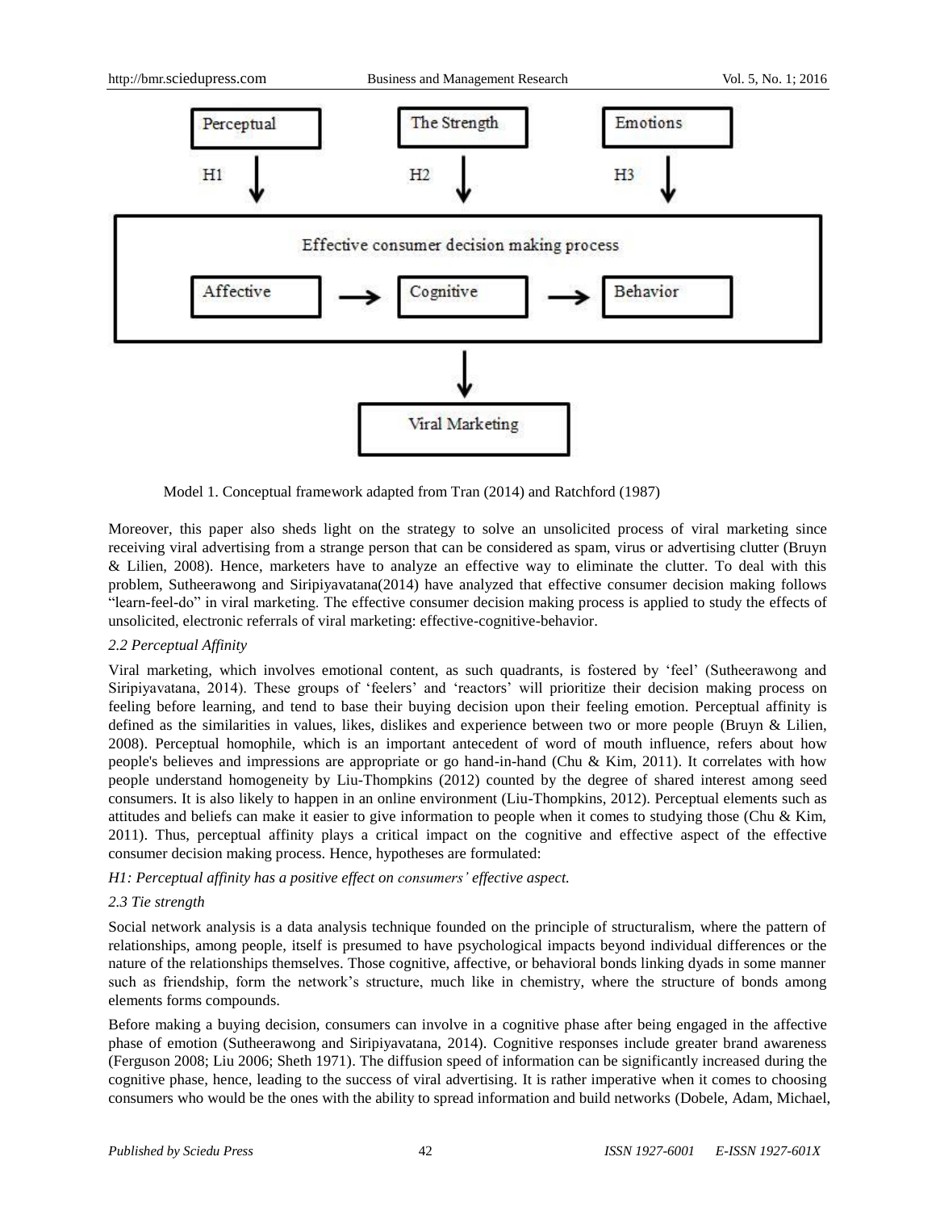Model 1. Conceptual framework adapted from Tran (2014) and Ratchford (1987)

Moreover, this paper also sheds light on the strategy to solve an unsolicited process of viral marketing since receiving viral advertising from a strange person that can be considered as spam, virus or advertising clutter (Bruyn & Lilien, 2008). Hence, marketers have to analyze an effective way to eliminate the clutter. To deal with this problem, Sutheerawong and Siripiyavatana(2014) have analyzed that effective consumer decision making follows "learn-feel-do" in viral marketing. The effective consumer decision making process is applied to study the effects of unsolicited, electronic referrals of viral marketing: effective-cognitive-behavior.

*2.2 Perceptual Affinity*

Viral marketing, which involves emotional content, as such quadrants, is fostered by 'feel' (Sutheerawong and Siripiyavatana, 2014). These groups of 'feelers' and 'reactors' will prioritize their decision making process on feeling before learning, and tend to base their buying decision upon their feeling emotion. Perceptual affinity is defined as the similarities in values, likes, dislikes and experience between two or more people (Bruyn & Lilien, 2008). Perceptual homophile, which is an important antecedent of word of mouth influence, refers about how people's believes and impressions are appropriate or go hand-in-hand (Chu & Kim, 2011). It correlates with how people understand homogeneity by Liu-Thompkins (2012) counted by the degree of shared interest among seed consumers. It is also likely to happen in an online environment (Liu-Thompkins, 2012). Perceptual elements such as attitudes and beliefs can make it easier to give information to people when it comes to studying those (Chu & Kim, 2011). Thus, perceptual affinity plays a critical impact on the cognitive and effective aspect of the effective consumer decision making process. Hence, hypotheses are formulated:

*H1: Perceptual affinity has a positive effect on consumers' effective aspect.*

*2.3 Tie strength*

Social network analysis is a data analysis technique founded on the principle of structuralism, where the pattern of relationships, among people, itself is presumed to have psychological impacts beyond individual differences or the nature of the relationships themselves. Those cognitive, affective, or behavioral bonds linking dyads in some manner such as friendship, form the network's structure, much like in chemistry, where the structure of bonds among elements forms compounds.

Before making a buying decision, consumers can involve in a cognitive phase after being engaged in the affective phase of emotion (Sutheerawong and Siripiyavatana, 2014). Cognitive responses include greater brand awareness (Ferguson 2008; Liu 2006; Sheth 1971). The diffusion speed of information can be significantly increased during the cognitive phase, hence, leading to the success of viral advertising. It is rather imperative when it comes to choosing consumers who would be the ones with the ability to spread information and build networks (Dobele, Adam, Michael,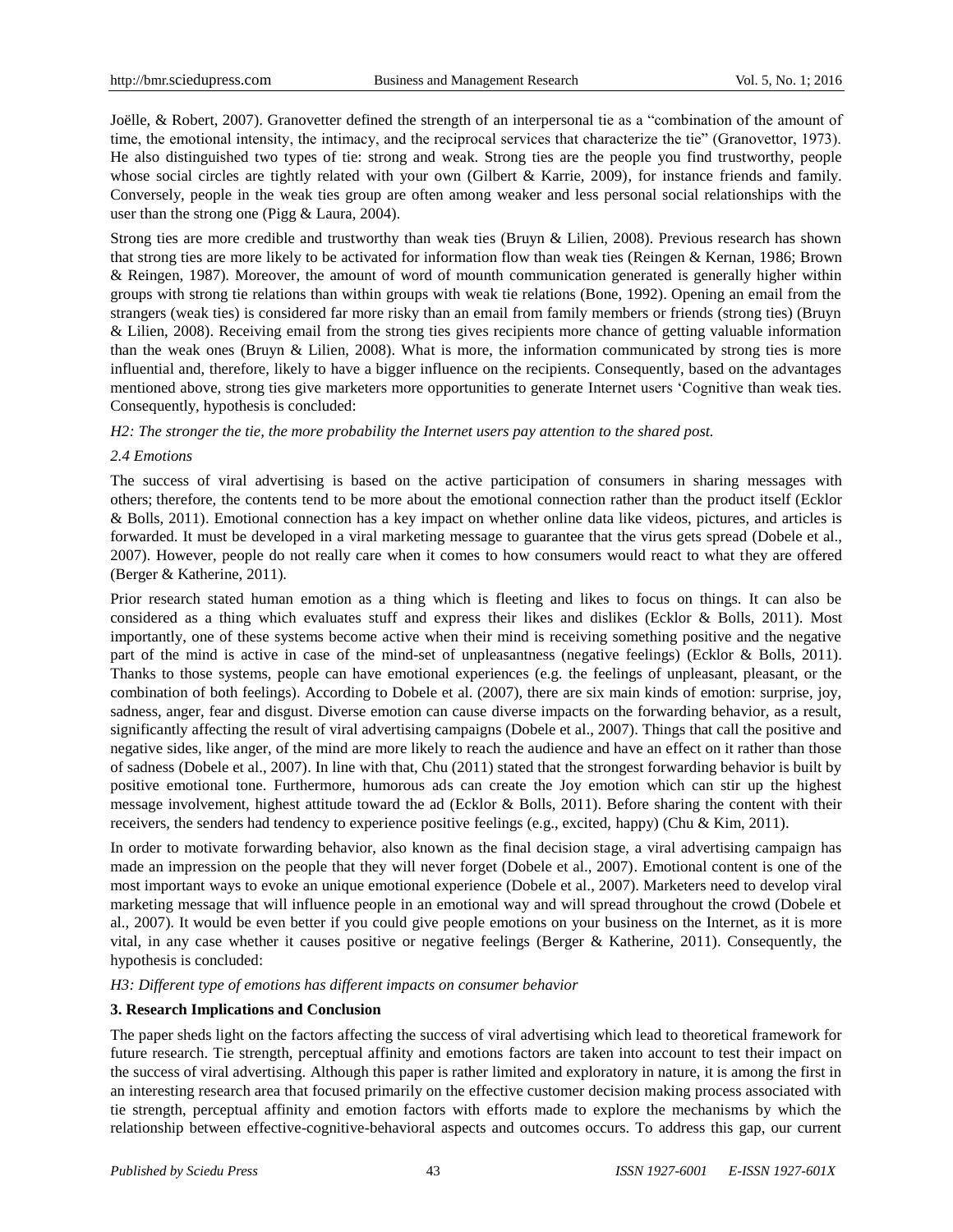Joëlle, & Robert, 2007). Granovetter defined the strength of an interpersonal tie as a "combination of the amount of time, the emotional intensity, the intimacy, and the reciprocal services that characterize the tie" (Granovettor, 1973). He also distinguished two types of tie: strong and weak. Strong ties are the people you find trustworthy, people whose social circles are tightly related with your own (Gilbert & Karrie, 2009), for instance friends and family. Conversely, people in the weak ties group are often among weaker and less personal social relationships with the user than the strong one (Pigg & Laura, 2004).

Strong ties are more credible and trustworthy than weak ties (Bruyn & Lilien, 2008). Previous research has shown that strong ties are more likely to be activated for information flow than weak ties (Reingen & Kernan, 1986; Brown & Reingen, 1987). Moreover, the amount of word of mounth communication generated is generally higher within groups with strong tie relations than within groups with weak tie relations (Bone, 1992). Opening an email from the strangers (weak ties) is considered far more risky than an email from family members or friends (strong ties) (Bruyn & Lilien, 2008). Receiving email from the strong ties gives recipients more chance of getting valuable information than the weak ones (Bruyn & Lilien, 2008). What is more, the information communicated by strong ties is more influential and, therefore, likely to have a bigger influence on the recipients. Consequently, based on the advantages mentioned above, strong ties give marketers more opportunities to generate Internet users 'Cognitive than weak ties. Consequently, hypothesis is concluded:

*H2: The stronger the tie, the more probability the Internet users pay attention to the shared post.*

### *2.4 Emotions*

The success of viral advertising is based on the active participation of consumers in sharing messages with others; therefore, the contents tend to be more about the emotional connection rather than the product itself (Ecklor & Bolls, 2011). Emotional connection has a key impact on whether online data like videos, pictures, and articles is forwarded. It must be developed in a viral marketing message to guarantee that the virus gets spread (Dobele et al., 2007). However, people do not really care when it comes to how consumers would react to what they are offered (Berger & Katherine, 2011).

Prior research stated human emotion as a thing which is fleeting and likes to focus on things. It can also be considered as a thing which evaluates stuff and express their likes and dislikes (Ecklor & Bolls, 2011). Most importantly, one of these systems become active when their mind is receiving something positive and the negative part of the mind is active in case of the mind-set of unpleasantness (negative feelings) (Ecklor & Bolls, 2011). Thanks to those systems, people can have emotional experiences (e.g. the feelings of unpleasant, pleasant, or the combination of both feelings). According to Dobele et al. (2007), there are six main kinds of emotion: surprise, joy, sadness, anger, fear and disgust. Diverse emotion can cause diverse impacts on the forwarding behavior, as a result, significantly affecting the result of viral advertising campaigns (Dobele et al., 2007). Things that call the positive and negative sides, like anger, of the mind are more likely to reach the audience and have an effect on it rather than those of sadness (Dobele et al., 2007). In line with that, Chu (2011) stated that the strongest forwarding behavior is built by positive emotional tone. Furthermore, humorous ads can create the Joy emotion which can stir up the highest message involvement, highest attitude toward the ad (Ecklor & Bolls, 2011). Before sharing the content with their receivers, the senders had tendency to experience positive feelings (e.g., excited, happy) (Chu & Kim, 2011).

In order to motivate forwarding behavior, also known as the final decision stage, a viral advertising campaign has made an impression on the people that they will never forget (Dobele et al., 2007). Emotional content is one of the most important ways to evoke an unique emotional experience (Dobele et al., 2007). Marketers need to develop viral marketing message that will influence people in an emotional way and will spread throughout the crowd (Dobele et al., 2007). It would be even better if you could give people emotions on your business on the Internet, as it is more vital, in any case whether it causes positive or negative feelings (Berger & Katherine, 2011). Consequently, the hypothesis is concluded:

*H3: Different type of emotions has different impacts on consumer behavior*

## **3. Research Implications and Conclusion**

The paper sheds light on the factors affecting the success of viral advertising which lead to theoretical framework for future research. Tie strength, perceptual affinity and emotions factors are taken into account to test their impact on the success of viral advertising. Although this paper is rather limited and exploratory in nature, it is among the first in an interesting research area that focused primarily on the effective customer decision making process associated with tie strength, perceptual affinity and emotion factors with efforts made to explore the mechanisms by which the relationship between effective-cognitive-behavioral aspects and outcomes occurs. To address this gap, our current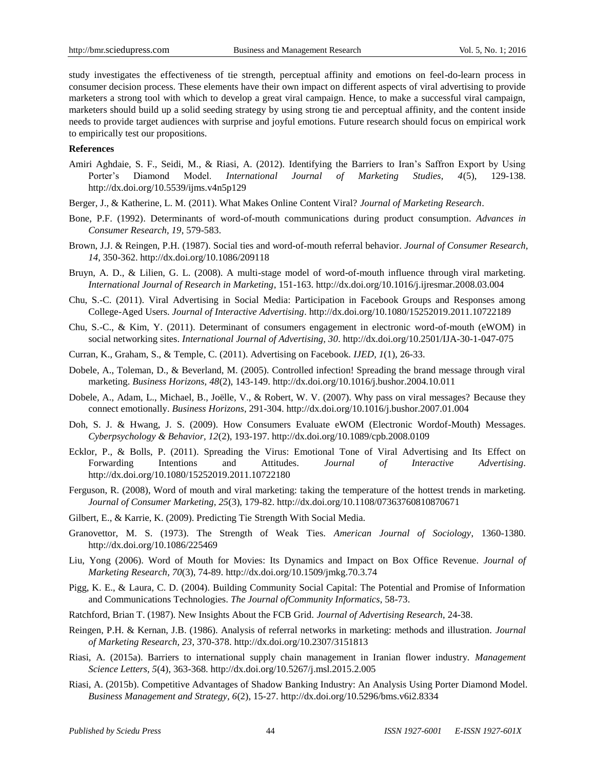study investigates the effectiveness of tie strength, perceptual affinity and emotions on feel-do-learn process in consumer decision process. These elements have their own impact on different aspects of viral advertising to provide marketers a strong tool with which to develop a great viral campaign. Hence, to make a successful viral campaign, marketers should build up a solid seeding strategy by using strong tie and perceptual affinity, and the content inside needs to provide target audiences with surprise and joyful emotions. Future research should focus on empirical work to empirically test our propositions.

**References**

Amiri Aghdaie, S. F., Seidi, M., & Riasi, A. (2012). Identifying the Barriers to Iran's Saffron Export by Using Porter's Diamond Model. *International Journal of Marketing Studies, 4*(5), 129-138. http://dx.doi.org/10.5539/ijms.v4n5p129

Berger, J., & Katherine, L. M. (2011). What Makes Online Content Viral? *Journal of Marketing Research*.

Bone, P.F. (1992). Determinants of word-of-mouth communications during product consumption. *Advances in Consumer Research, 19*, 579-583.

Brown, J.J. & Reingen, P.H. (1987). Social ties and word-of-mouth referral behavior. *Journal of Consumer Research, 14*, 350-362. http://dx.doi.org/10.1086/209118

Bruyn, A. D., & Lilien, G. L. (2008). A multi-stage model of word-of-mouth influence through viral marketing. *International Journal of Research in Marketing*, 151-163. http://dx.doi.org/10.1016/j.ijresmar.2008.03.004

Chu, S.-C. (2011). Viral Advertising in Social Media: Participation in Facebook Groups and Responses among College-Aged Users. *Journal of Interactive Advertising*. http://dx.doi.org/10.1080/15252019.2011.10722189

Chu, S.-C., & Kim, Y. (2011). Determinant of consumers engagement in electronic word-of-mouth (eWOM) in social networking sites. *International Journal of Advertising, 30*. http://dx.doi.org/10.2501/IJA-30-1-047-075

Curran, K., Graham, S., & Temple, C. (2011). Advertising on Facebook. *IJED, 1*(1), 26-33.

Dobele, A., Toleman, D., & Beverland, M. (2005). Controlled infection! Spreading the brand message through viral marketing. *Business Horizons, 48*(2), 143-149. http://dx.doi.org/10.1016/j.bushor.2004.10.011

Dobele, A., Adam, L., Michael, B., Joëlle, V., & Robert, W. V. (2007). Why pass on viral messages? Because they connect emotionally. *Business Horizons*, 291-304. http://dx.doi.org/10.1016/j.bushor.2007.01.004

Doh, S. J. & Hwang, J. S. (2009). How Consumers Evaluate eWOM (Electronic Wordof-Mouth) Messages. *Cyberpsychology & Behavior, 12*(2), 193-197. http://dx.doi.org/10.1089/cpb.2008.0109

Ecklor, P., & Bolls, P. (2011). Spreading the Virus: Emotional Tone of Viral Advertising and Its Effect on Forwarding Intentions and Attitudes. *Journal of Interactive Advertising*. http://dx.doi.org/10.1080/15252019.2011.10722180

Ferguson, R. (2008), Word of mouth and viral marketing: taking the temperature of the hottest trends in marketing. *Journal of Consumer Marketing, 25*(3), 179-82. http://dx.doi.org/10.1108/07363760810870671

Gilbert, E., & Karrie, K. (2009). Predicting Tie Strength With Social Media.

Granovettor, M. S. (1973). The Strength of Weak Ties. *American Journal of Sociology*, 1360-1380. http://dx.doi.org/10.1086/225469

Liu, Yong (2006). Word of Mouth for Movies: Its Dynamics and Impact on Box Office Revenue. *Journal of Marketing Research, 70*(3), 74-89. http://dx.doi.org/10.1509/jmkg.70.3.74

Pigg, K. E., & Laura, C. D. (2004). Building Community Social Capital: The Potential and Promise of Information and Communications Technologies. *The Journal ofCommunity Informatics*, 58-73.

Ratchford, Brian T. (1987). New Insights About the FCB Grid. *Journal of Advertising Research*, 24-38.

Reingen, P.H. & Kernan, J.B. (1986). Analysis of referral networks in marketing: methods and illustration. *Journal of Marketing Research, 23*, 370-378. http://dx.doi.org/10.2307/3151813

Riasi, A. (2015a). Barriers to international supply chain management in Iranian flower industry. *Management Science Letters, 5*(4), 363-368. http://dx.doi.org/10.5267/j.msl.2015.2.005

Riasi, A. (2015b). Competitive Advantages of Shadow Banking Industry: An Analysis Using Porter Diamond Model. *Business Management and Strategy, 6*(2), 15-27. http://dx.doi.org/10.5296/bms.v6i2.8334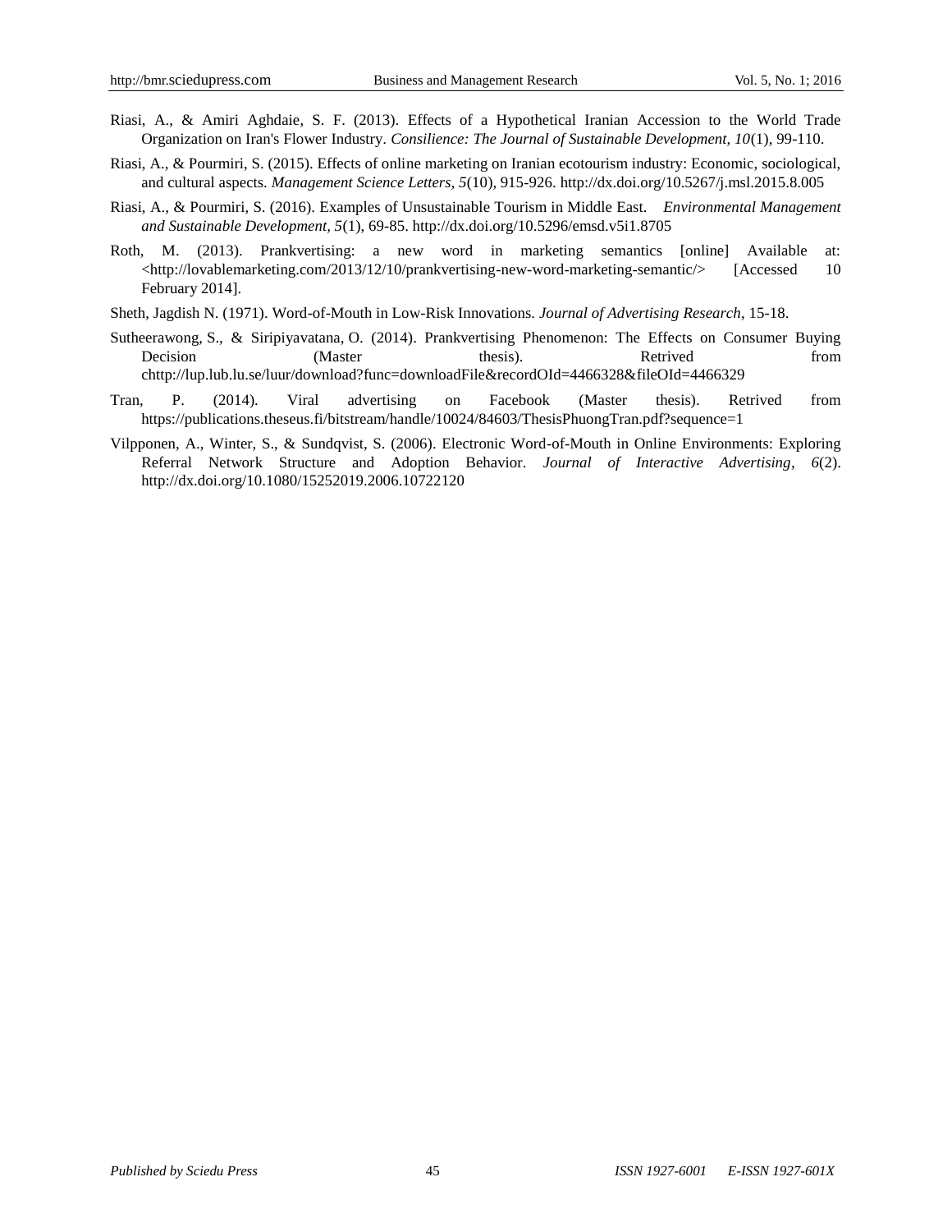Riasi, A., & Amiri Aghdaie, S. F. (2013). Effects of a Hypothetical Iranian Accession to the World Trade Organization on Iran's Flower Industry. *Consilience: The Journal of Sustainable Development, 10*(1), 99-110.

Riasi, A., & Pourmiri, S. (2015). Effects of online marketing on Iranian ecotourism industry: Economic, sociological, and cultural aspects. *Management Science Letters, 5*(10), 915-926. http://dx.doi.org/10.5267/j.msl.2015.8.005

Riasi, A., & Pourmiri, S. (2016). Examples of Unsustainable Tourism in Middle East. *Environmental Management and Sustainable Development, 5*(1), 69-85. http://dx.doi.org/10.5296/emsd.v5i1.8705

Roth, M. (2013). Prankvertising: a new word in marketing semantics [online] Available at: <http://lovablemarketing.com/2013/12/10/prankvertising-new-word-marketing-semantic/> [Accessed 10 February 2014].

Sheth, Jagdish N. (1971). Word-of-Mouth in Low-Risk Innovations. *Journal of Advertising Research*, 15-18.

Sutheerawong, S., & Siripiyavatana, O. (2014). Prankvertising Phenomenon: The Effects on Consumer Buying Decision (Master thesis). Retrived from chttp://lup.lub.lu.se/luur/download?func=downloadFile&recordOId=4466328&fileOId=4466329

Tran, P. (2014). Viral advertising on Facebook (Master thesis). Retrived from https://publications.theseus.fi/bitstream/handle/10024/84603/ThesisPhuongTran.pdf?sequence=1

Vilpponen, A., Winter, S., & Sundqvist, S. (2006). Electronic Word-of-Mouth in Online Environments: Exploring Referral Network Structure and Adoption Behavior. *Journal of Interactive Advertising*, *6*(2). http://dx.doi.org/10.1080/15252019.2006.10722120